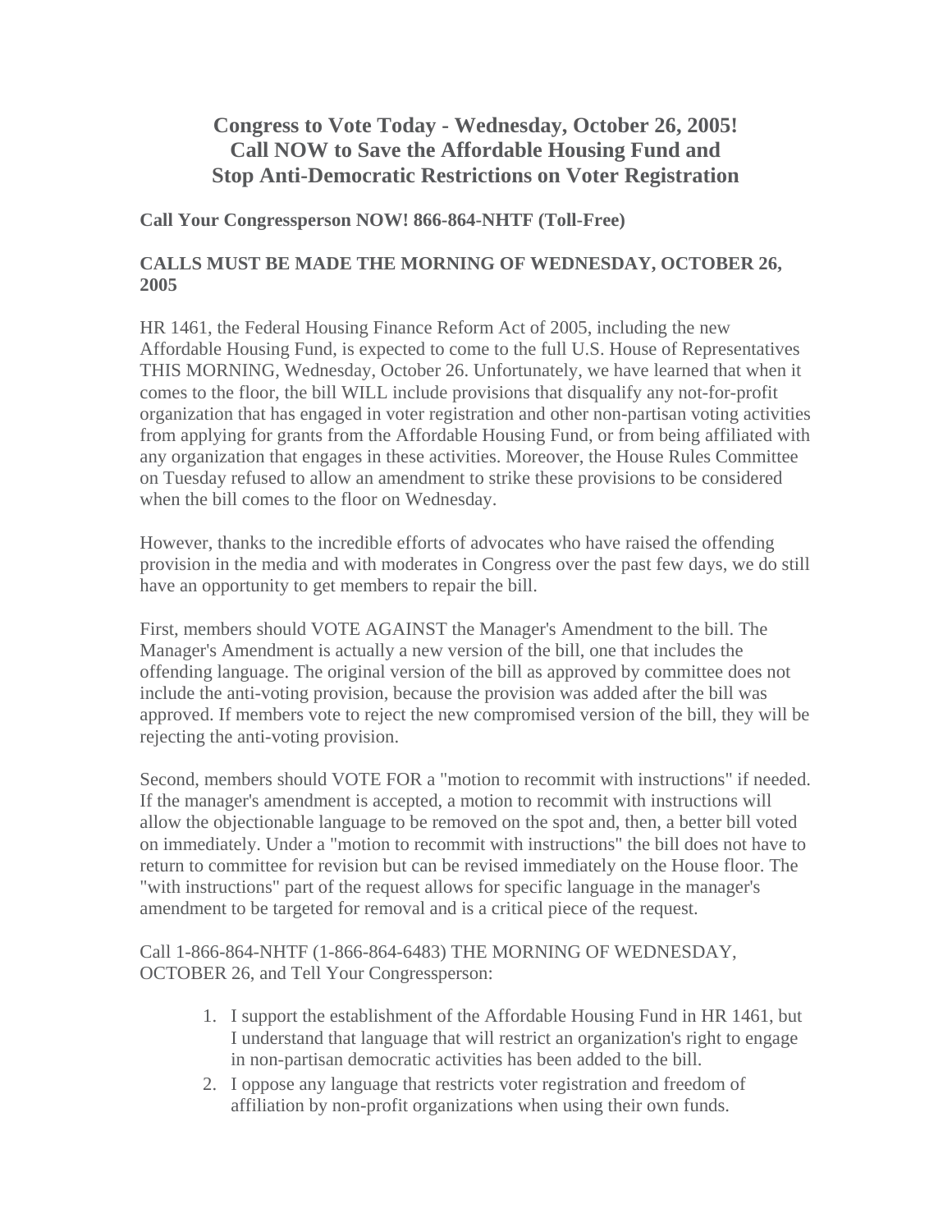# Congress to Vote Today - Wednesday, October 26, 2005!
# Call NOW to Save the Affordable Housing Fund and
# Stop Anti-Democratic Restrictions on Voter Registration

**Call Your Congressperson NOW! 866-864-NHTF (Toll-Free)**

**CALLS MUST BE MADE THE MORNING OF WEDNESDAY, OCTOBER 26, 2005**

HR 1461, the Federal Housing Finance Reform Act of 2005, including the new Affordable Housing Fund, is expected to come to the full U.S. House of Representatives THIS MORNING, Wednesday, October 26. Unfortunately, we have learned that when it comes to the floor, the bill WILL include provisions that disqualify any not-for-profit organization that has engaged in voter registration and other non-partisan voting activities from applying for grants from the Affordable Housing Fund, or from being affiliated with any organization that engages in these activities. Moreover, the House Rules Committee on Tuesday refused to allow an amendment to strike these provisions to be considered when the bill comes to the floor on Wednesday.

However, thanks to the incredible efforts of advocates who have raised the offending provision in the media and with moderates in Congress over the past few days, we do still have an opportunity to get members to repair the bill.

First, members should VOTE AGAINST the Manager's Amendment to the bill. The Manager's Amendment is actually a new version of the bill, one that includes the offending language. The original version of the bill as approved by committee does not include the anti-voting provision, because the provision was added after the bill was approved. If members vote to reject the new compromised version of the bill, they will be rejecting the anti-voting provision.

Second, members should VOTE FOR a "motion to recommit with instructions" if needed. If the manager's amendment is accepted, a motion to recommit with instructions will allow the objectionable language to be removed on the spot and, then, a better bill voted on immediately. Under a "motion to recommit with instructions" the bill does not have to return to committee for revision but can be revised immediately on the House floor. The "with instructions" part of the request allows for specific language in the manager's amendment to be targeted for removal and is a critical piece of the request.

Call 1-866-864-NHTF (1-866-864-6483) THE MORNING OF WEDNESDAY, OCTOBER 26, and Tell Your Congressperson:

1. I support the establishment of the Affordable Housing Fund in HR 1461, but I understand that language that will restrict an organization's right to engage in non-partisan democratic activities has been added to the bill.
2. I oppose any language that restricts voter registration and freedom of affiliation by non-profit organizations when using their own funds.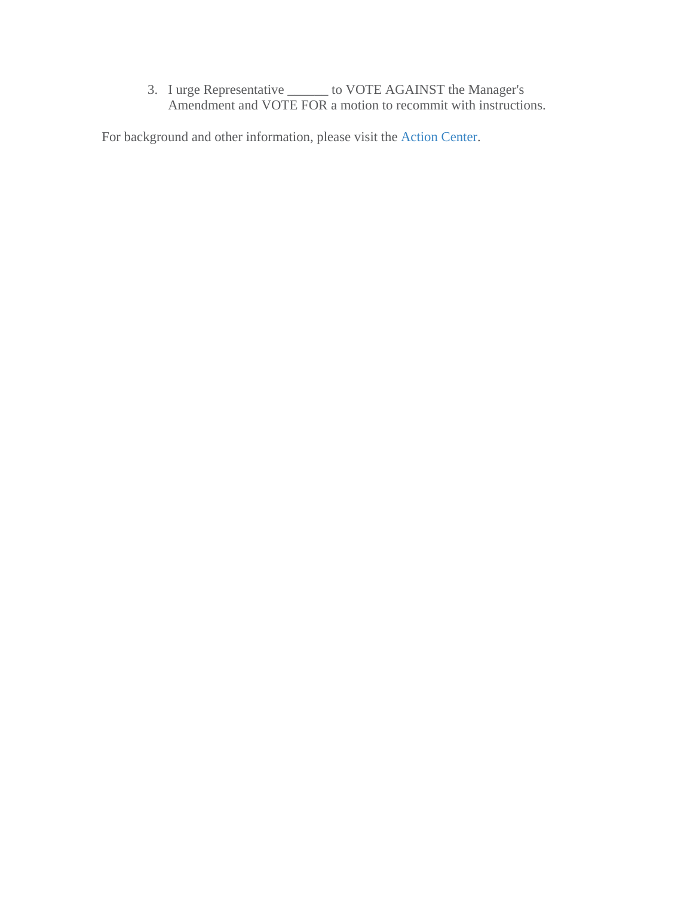3. I urge Representative ______ to VOTE AGAINST the Manager's Amendment and VOTE FOR a motion to recommit with instructions.

For background and other information, please visit the Action Center.